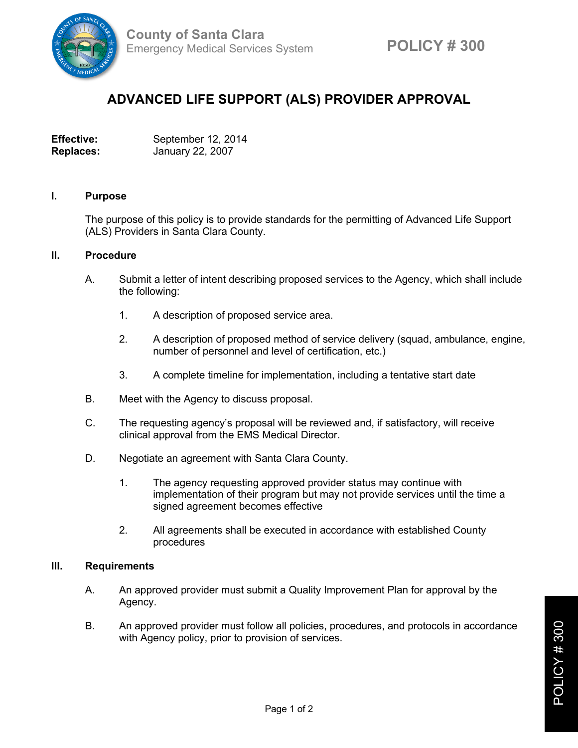County of Santa Clara
Emergency Medical Services System

POLICY # 300

# ADVANCED LIFE SUPPORT (ALS) PROVIDER APPROVAL

**Effective:** September 12, 2014
**Replaces:** January 22, 2007

## I. Purpose

The purpose of this policy is to provide standards for the permitting of Advanced Life Support (ALS) Providers in Santa Clara County.

## II. Procedure

A. Submit a letter of intent describing proposed services to the Agency, which shall include the following:

1. A description of proposed service area.

2. A description of proposed method of service delivery (squad, ambulance, engine, number of personnel and level of certification, etc.)

3. A complete timeline for implementation, including a tentative start date

B. Meet with the Agency to discuss proposal.

C. The requesting agency's proposal will be reviewed and, if satisfactory, will receive clinical approval from the EMS Medical Director.

D. Negotiate an agreement with Santa Clara County.

1. The agency requesting approved provider status may continue with implementation of their program but may not provide services until the time a signed agreement becomes effective

2. All agreements shall be executed in accordance with established County procedures

## III. Requirements

A. An approved provider must submit a Quality Improvement Plan for approval by the Agency.

B. An approved provider must follow all policies, procedures, and protocols in accordance with Agency policy, prior to provision of services.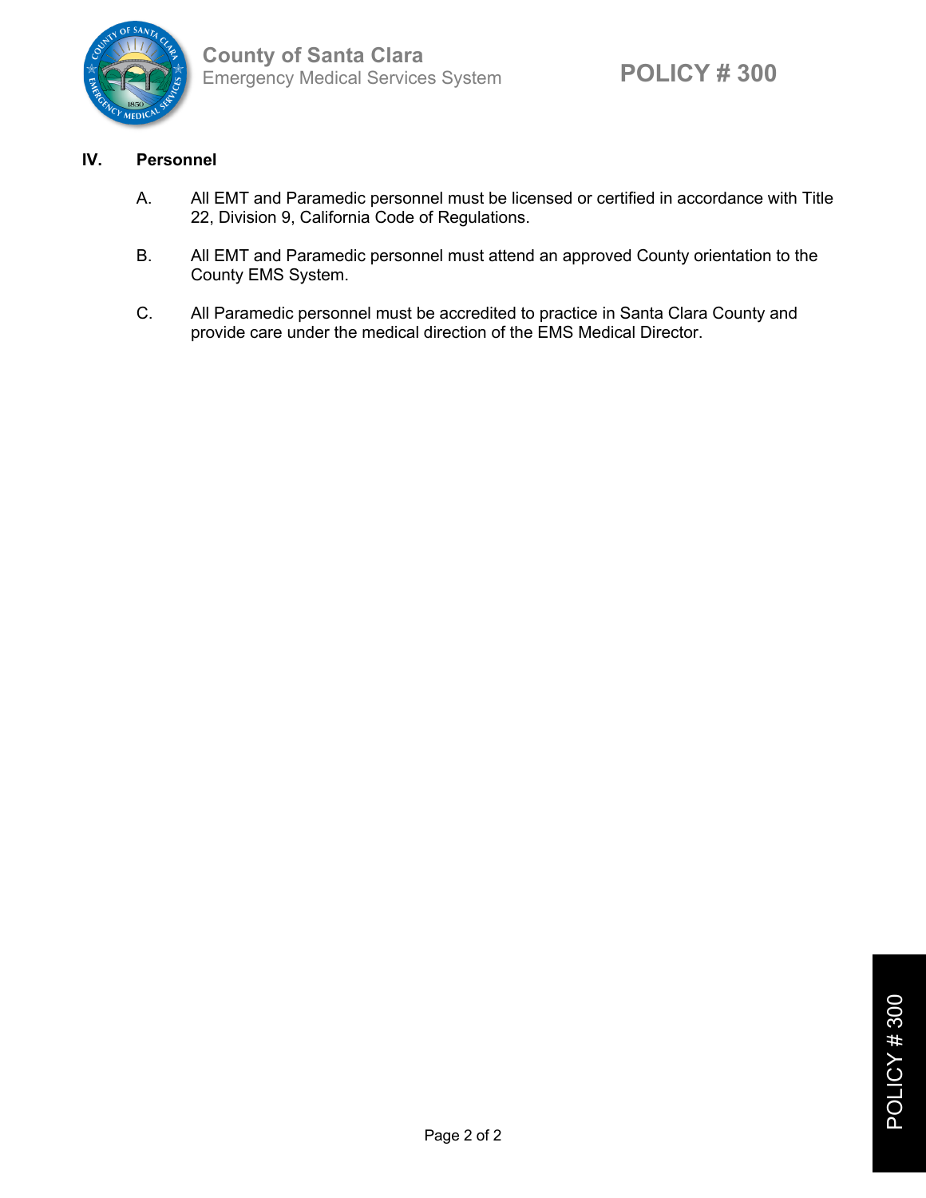## IV. Personnel

A. All EMT and Paramedic personnel must be licensed or certified in accordance with Title 22, Division 9, California Code of Regulations.

B. All EMT and Paramedic personnel must attend an approved County orientation to the County EMS System.

C. All Paramedic personnel must be accredited to practice in Santa Clara County and provide care under the medical direction of the EMS Medical Director.